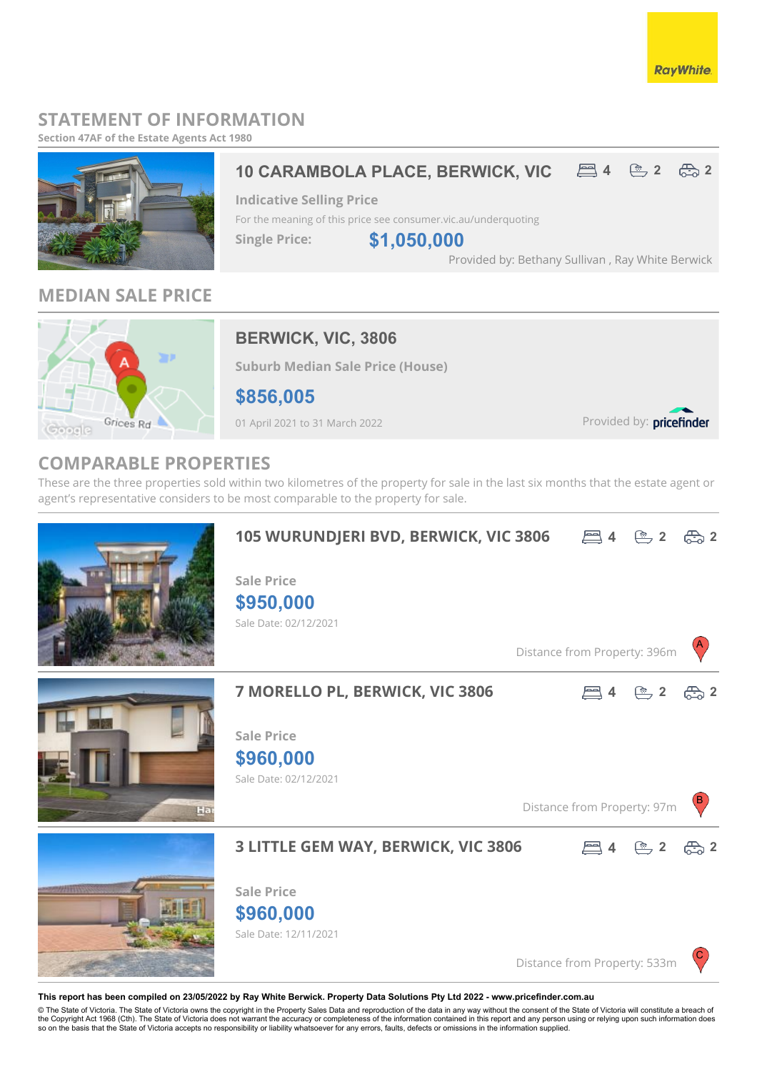RayWhite

# STATEMENT OF INFORMATION

**Section 47AF of the Estate Agents Act 1980**

## 10 CARAMBOLA PLACE, BERWICK, VIC

4 bed | 2 bath | 2 car

**Indicative Selling Price**

For the meaning of this price see consumer.vic.au/underquoting

**Single Price:** **$1,050,000**

Provided by: Bethany Sullivan , Ray White Berwick

## MEDIAN SALE PRICE

### BERWICK, VIC, 3806

**Suburb Median Sale Price (House)**

**$856,005**

01 April 2021 to 31 March 2022

Provided by: pricefinder

## COMPARABLE PROPERTIES

These are the three properties sold within two kilometres of the property for sale in the last six months that the estate agent or agent's representative considers to be most comparable to the property for sale.

### 105 WURUNDJERI BVD, BERWICK, VIC 3806

4 bed | 2 bath | 2 car

**Sale Price**

**$950,000**

Sale Date: 02/12/2021

Distance from Property: 396m (A)

### 7 MORELLO PL, BERWICK, VIC 3806

4 bed | 2 bath | 2 car

**Sale Price**

**$960,000**

Sale Date: 02/12/2021

Distance from Property: 97m (B)

### 3 LITTLE GEM WAY, BERWICK, VIC 3806

4 bed | 2 bath | 2 car

**Sale Price**

**$960,000**

Sale Date: 12/11/2021

Distance from Property: 533m (C)

**This report has been compiled on 23/05/2022 by Ray White Berwick. Property Data Solutions Pty Ltd 2022 - www.pricefinder.com.au**

© The State of Victoria. The State of Victoria owns the copyright in the Property Sales Data and reproduction of the data in any way without the consent of the State of Victoria will constitute a breach of the Copyright Act 1968 (Cth). The State of Victoria does not warrant the accuracy or completeness of the information contained in this report and any person using or relying upon such information does so on the basis that the State of Victoria accepts no responsibility or liability whatsoever for any errors, faults, defects or omissions in the information supplied.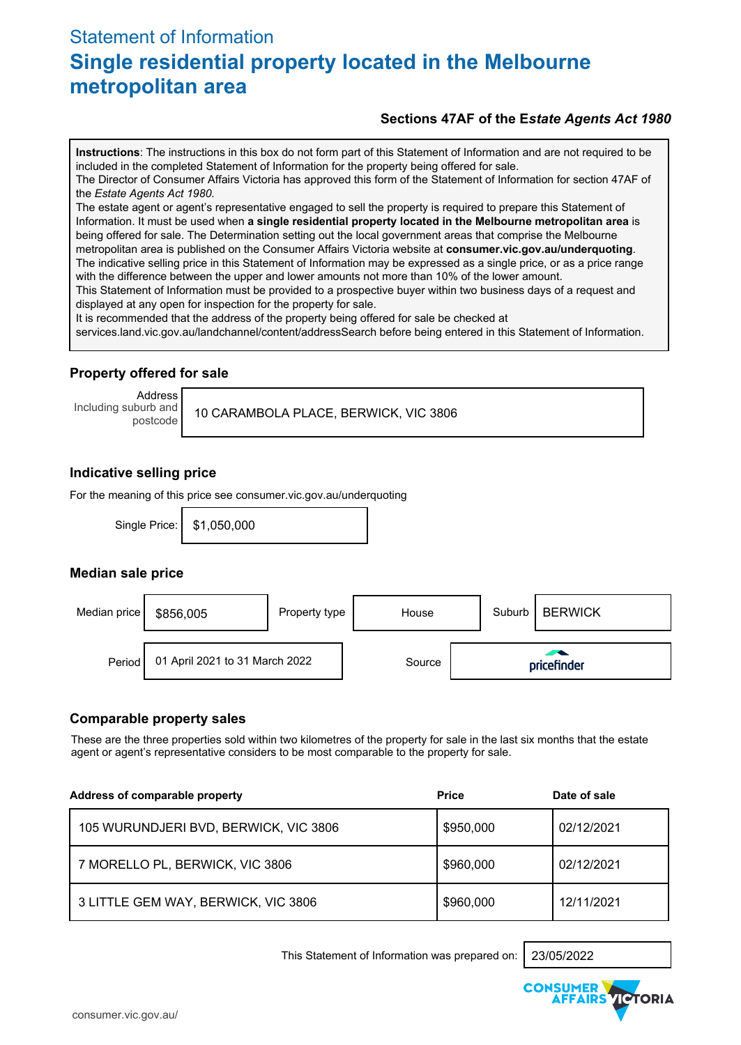# Statement of Information

## Single residential property located in the Melbourne metropolitan area

**Sections 47AF of the *Estate Agents Act 1980***

**Instructions**: The instructions in this box do not form part of this Statement of Information and are not required to be included in the completed Statement of Information for the property being offered for sale.
The Director of Consumer Affairs Victoria has approved this form of the Statement of Information for section 47AF of the *Estate Agents Act 1980.*
The estate agent or agent's representative engaged to sell the property is required to prepare this Statement of Information. It must be used when **a single residential property located in the Melbourne metropolitan area** is being offered for sale. The Determination setting out the local government areas that comprise the Melbourne metropolitan area is published on the Consumer Affairs Victoria website at **consumer.vic.gov.au/underquoting**.
The indicative selling price in this Statement of Information may be expressed as a single price, or as a price range with the difference between the upper and lower amounts not more than 10% of the lower amount.
This Statement of Information must be provided to a prospective buyer within two business days of a request and displayed at any open for inspection for the property for sale.
It is recommended that the address of the property being offered for sale be checked at services.land.vic.gov.au/landchannel/content/addressSearch before being entered in this Statement of Information.

### Property offered for sale

| | |
|---|---|
| Address Including suburb and postcode | 10 CARAMBOLA PLACE, BERWICK, VIC 3806 |

### Indicative selling price

For the meaning of this price see consumer.vic.gov.au/underquoting

| | |
|---|---|
| Single Price: | $1,050,000 |

### Median sale price

| | | | | | |
|---|---|---|---|---|---|
| Median price | $856,005 | Property type | House | Suburb | BERWICK |
| Period | 01 April 2021 to 31 March 2022 | Source | pricefinder | | |

### Comparable property sales

These are the three properties sold within two kilometres of the property for sale in the last six months that the estate agent or agent's representative considers to be most comparable to the property for sale.

| Address of comparable property | Price | Date of sale |
|---|---|---|
| 105 WURUNDJERI BVD, BERWICK, VIC 3806 | $950,000 | 02/12/2021 |
| 7 MORELLO PL, BERWICK, VIC 3806 | $960,000 | 02/12/2021 |
| 3 LITTLE GEM WAY, BERWICK, VIC 3806 | $960,000 | 12/11/2021 |

This Statement of Information was prepared on: 23/05/2022